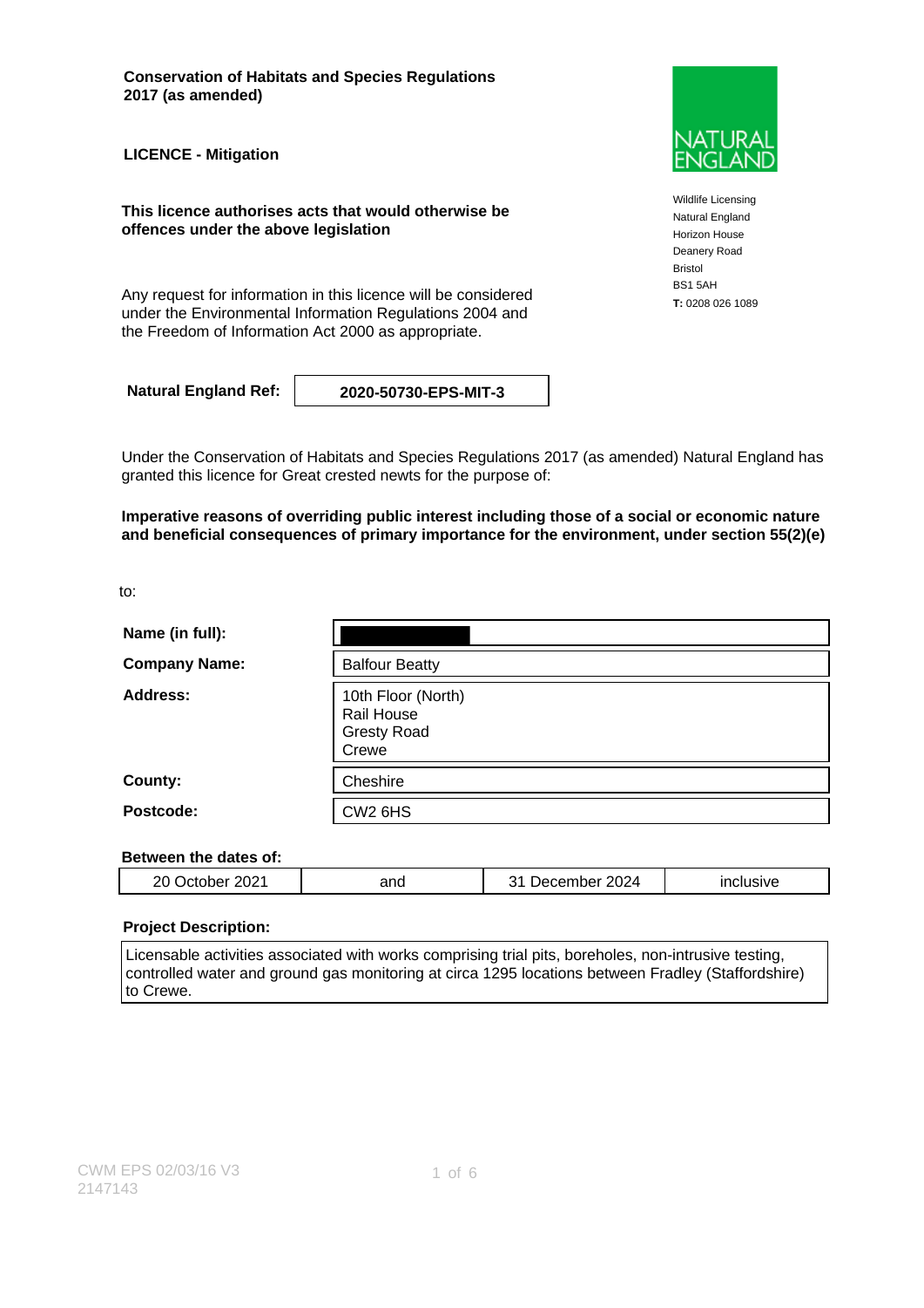**Conservation of Habitats and Species Regulations 2017 (as amended)**

**LICENCE - Mitigation**

**This licence authorises acts that would otherwise be offences under the above legislation**

Any request for information in this licence will be considered under the Environmental Information Regulations 2004 and the Freedom of Information Act 2000 as appropriate.

NATURAL ENGLAND

Wildlife Licensing
Natural England
Horizon House
Deanery Road
Bristol
BS1 5AH
**T:** 0208 026 1089

| | |
|---|---|
| **Natural England Ref:** | **2020-50730-EPS-MIT-3** |

Under the Conservation of Habitats and Species Regulations 2017 (as amended) Natural England has granted this licence for Great crested newts for the purpose of:

**Imperative reasons of overriding public interest including those of a social or economic nature and beneficial consequences of primary importance for the environment, under section 55(2)(e)**

to:

| | |
|---|---|
| **Name (in full):** | |
| **Company Name:** | Balfour Beatty |
| **Address:** | 10th Floor (North)<br>Rail House<br>Gresty Road<br>Crewe |
| **County:** | Cheshire |
| **Postcode:** | CW2 6HS |

**Between the dates of:**

| | | | |
|---|---|---|---|
| 20 October 2021 | and | 31 December 2024 | inclusive |

**Project Description:**

Licensable activities associated with works comprising trial pits, boreholes, non-intrusive testing, controlled water and ground gas monitoring at circa 1295 locations between Fradley (Staffordshire) to Crewe.

CWM EPS 02/03/16 V3
2147143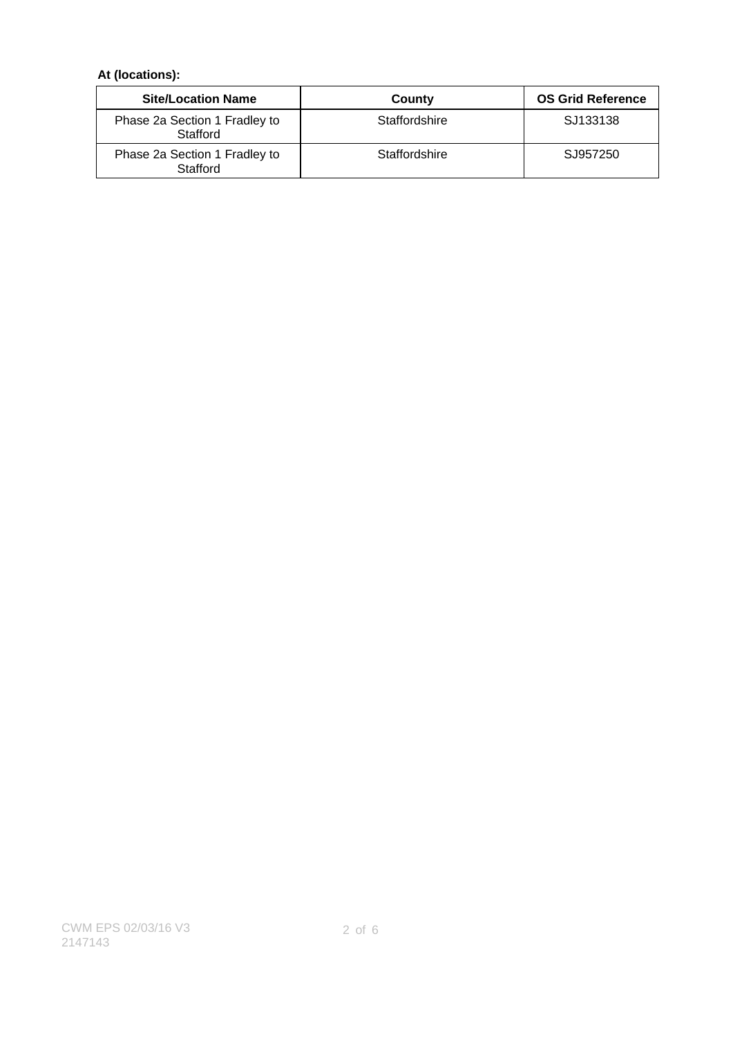**At (locations):**

| Site/Location Name | County | OS Grid Reference |
| --- | --- | --- |
| Phase 2a Section 1 Fradley to Stafford | Staffordshire | SJ133138 |
| Phase 2a Section 1 Fradley to Stafford | Staffordshire | SJ957250 |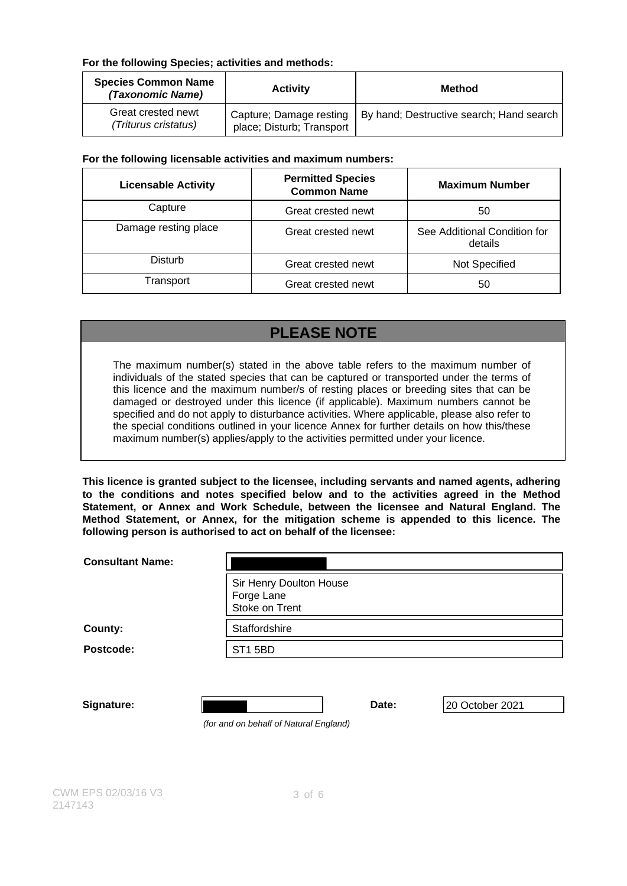**For the following Species; activities and methods:**

| **Species Common Name (*Taxonomic Name*)** | **Activity** | **Method** |
|---|---|---|
| Great crested newt (*Triturus cristatus*) | Capture; Damage resting place; Disturb; Transport | By hand; Destructive search; Hand search |

**For the following licensable activities and maximum numbers:**

| **Licensable Activity** | **Permitted Species Common Name** | **Maximum Number** |
|---|---|---|
| Capture | Great crested newt | 50 |
| Damage resting place | Great crested newt | See Additional Condition for details |
| Disturb | Great crested newt | Not Specified |
| Transport | Great crested newt | 50 |

## PLEASE NOTE

The maximum number(s) stated in the above table refers to the maximum number of individuals of the stated species that can be captured or transported under the terms of this licence and the maximum number/s of resting places or breeding sites that can be damaged or destroyed under this licence (if applicable). Maximum numbers cannot be specified and do not apply to disturbance activities. Where applicable, please also refer to the special conditions outlined in your licence Annex for further details on how this/these maximum number(s) applies/apply to the activities permitted under your licence.

**This licence is granted subject to the licensee, including servants and named agents, adhering to the conditions and notes specified below and to the activities agreed in the Method Statement, or Annex and Work Schedule, between the licensee and Natural England. The Method Statement, or Annex, for the mitigation scheme is appended to this licence. The following person is authorised to act on behalf of the licensee:**

**Consultant Name:**

Sir Henry Doulton House
Forge Lane
Stoke on Trent

**County:** Staffordshire

**Postcode:** ST1 5BD

**Signature:**

*(for and on behalf of Natural England)*

**Date:** 20 October 2021

CWM EPS 02/03/16 V3
2147143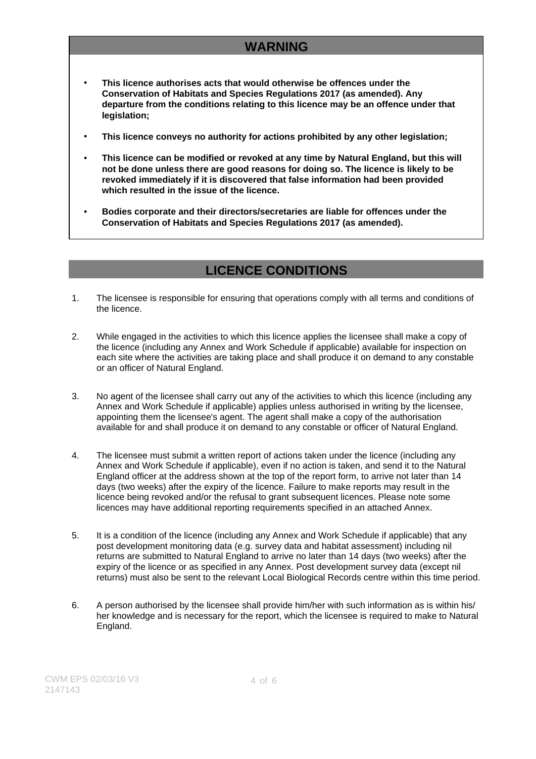## WARNING

- **This licence authorises acts that would otherwise be offences under the Conservation of Habitats and Species Regulations 2017 (as amended). Any departure from the conditions relating to this licence may be an offence under that legislation;**
- **This licence conveys no authority for actions prohibited by any other legislation;**
- **This licence can be modified or revoked at any time by Natural England, but this will not be done unless there are good reasons for doing so. The licence is likely to be revoked immediately if it is discovered that false information had been provided which resulted in the issue of the licence.**
- **Bodies corporate and their directors/secretaries are liable for offences under the Conservation of Habitats and Species Regulations 2017 (as amended).**

## LICENCE CONDITIONS

1. The licensee is responsible for ensuring that operations comply with all terms and conditions of the licence.

2. While engaged in the activities to which this licence applies the licensee shall make a copy of the licence (including any Annex and Work Schedule if applicable) available for inspection on each site where the activities are taking place and shall produce it on demand to any constable or an officer of Natural England.

3. No agent of the licensee shall carry out any of the activities to which this licence (including any Annex and Work Schedule if applicable) applies unless authorised in writing by the licensee, appointing them the licensee's agent. The agent shall make a copy of the authorisation available for and shall produce it on demand to any constable or officer of Natural England.

4. The licensee must submit a written report of actions taken under the licence (including any Annex and Work Schedule if applicable), even if no action is taken, and send it to the Natural England officer at the address shown at the top of the report form, to arrive not later than 14 days (two weeks) after the expiry of the licence. Failure to make reports may result in the licence being revoked and/or the refusal to grant subsequent licences. Please note some licences may have additional reporting requirements specified in an attached Annex.

5. It is a condition of the licence (including any Annex and Work Schedule if applicable) that any post development monitoring data (e.g. survey data and habitat assessment) including nil returns are submitted to Natural England to arrive no later than 14 days (two weeks) after the expiry of the licence or as specified in any Annex. Post development survey data (except nil returns) must also be sent to the relevant Local Biological Records centre within this time period.

6. A person authorised by the licensee shall provide him/her with such information as is within his/her knowledge and is necessary for the report, which the licensee is required to make to Natural England.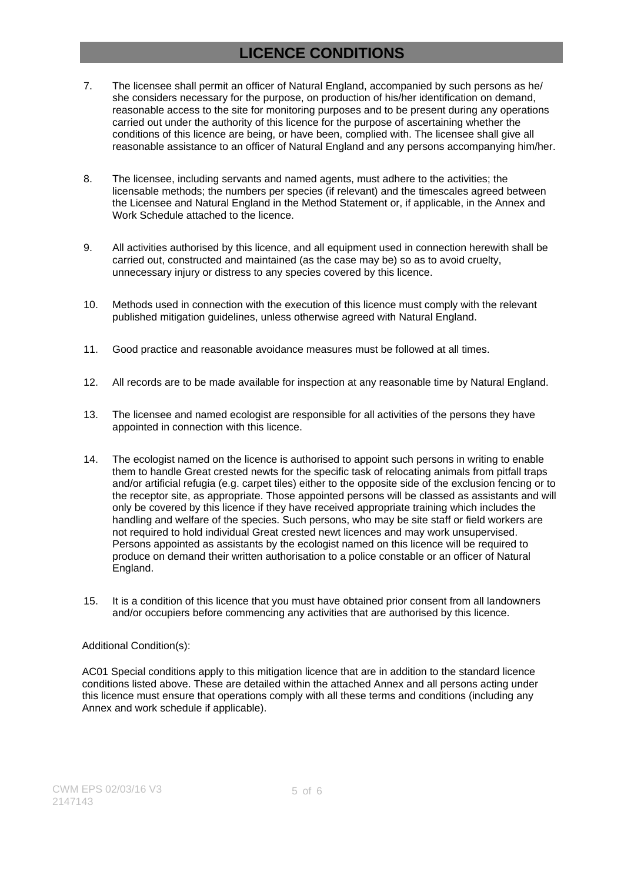# LICENCE CONDITIONS

7. The licensee shall permit an officer of Natural England, accompanied by such persons as he/ she considers necessary for the purpose, on production of his/her identification on demand, reasonable access to the site for monitoring purposes and to be present during any operations carried out under the authority of this licence for the purpose of ascertaining whether the conditions of this licence are being, or have been, complied with. The licensee shall give all reasonable assistance to an officer of Natural England and any persons accompanying him/her.

8. The licensee, including servants and named agents, must adhere to the activities; the licensable methods; the numbers per species (if relevant) and the timescales agreed between the Licensee and Natural England in the Method Statement or, if applicable, in the Annex and Work Schedule attached to the licence.

9. All activities authorised by this licence, and all equipment used in connection herewith shall be carried out, constructed and maintained (as the case may be) so as to avoid cruelty, unnecessary injury or distress to any species covered by this licence.

10. Methods used in connection with the execution of this licence must comply with the relevant published mitigation guidelines, unless otherwise agreed with Natural England.

11. Good practice and reasonable avoidance measures must be followed at all times.

12. All records are to be made available for inspection at any reasonable time by Natural England.

13. The licensee and named ecologist are responsible for all activities of the persons they have appointed in connection with this licence.

14. The ecologist named on the licence is authorised to appoint such persons in writing to enable them to handle Great crested newts for the specific task of relocating animals from pitfall traps and/or artificial refugia (e.g. carpet tiles) either to the opposite side of the exclusion fencing or to the receptor site, as appropriate. Those appointed persons will be classed as assistants and will only be covered by this licence if they have received appropriate training which includes the handling and welfare of the species. Such persons, who may be site staff or field workers are not required to hold individual Great crested newt licences and may work unsupervised. Persons appointed as assistants by the ecologist named on this licence will be required to produce on demand their written authorisation to a police constable or an officer of Natural England.

15. It is a condition of this licence that you must have obtained prior consent from all landowners and/or occupiers before commencing any activities that are authorised by this licence.

Additional Condition(s):

AC01 Special conditions apply to this mitigation licence that are in addition to the standard licence conditions listed above. These are detailed within the attached Annex and all persons acting under this licence must ensure that operations comply with all these terms and conditions (including any Annex and work schedule if applicable).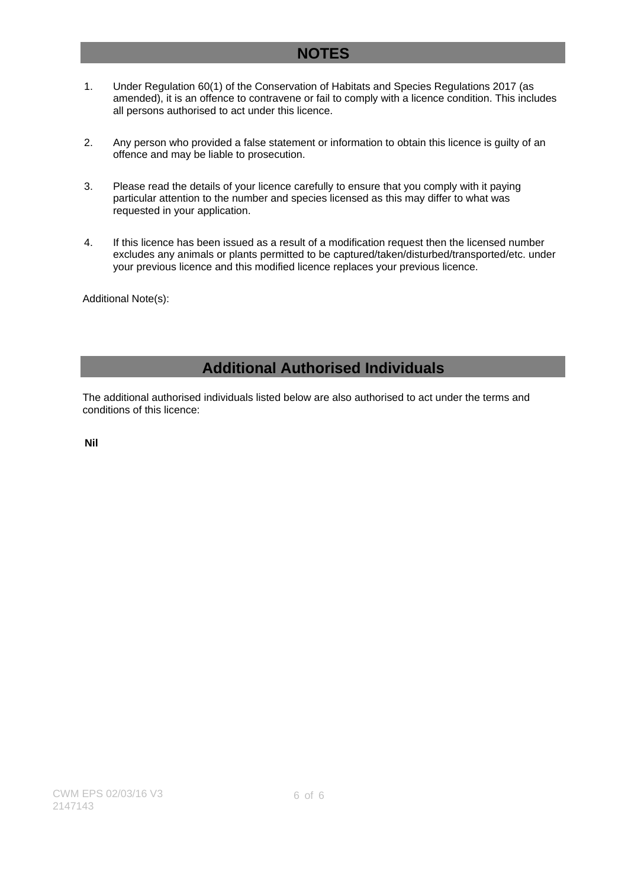## NOTES

1. Under Regulation 60(1) of the Conservation of Habitats and Species Regulations 2017 (as amended), it is an offence to contravene or fail to comply with a licence condition. This includes all persons authorised to act under this licence.

2. Any person who provided a false statement or information to obtain this licence is guilty of an offence and may be liable to prosecution.

3. Please read the details of your licence carefully to ensure that you comply with it paying particular attention to the number and species licensed as this may differ to what was requested in your application.

4. If this licence has been issued as a result of a modification request then the licensed number excludes any animals or plants permitted to be captured/taken/disturbed/transported/etc. under your previous licence and this modified licence replaces your previous licence.

Additional Note(s):

## Additional Authorised Individuals

The additional authorised individuals listed below are also authorised to act under the terms and conditions of this licence:

**Nil**

CWM EPS 02/03/16 V3
2147143